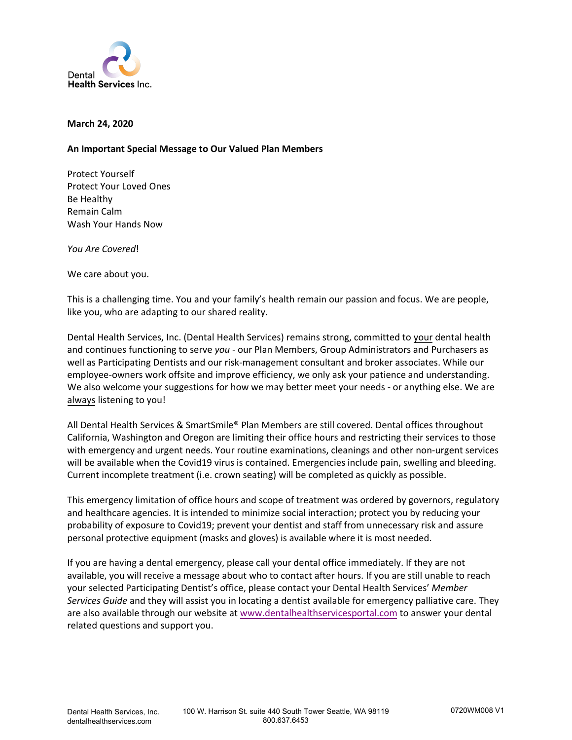Dental Health Services Inc.

**March 24, 2020**

**An Important Special Message to Our Valued Plan Members**

Protect Yourself
Protect Your Loved Ones
Be Healthy
Remain Calm
Wash Your Hands Now

*You Are Covered*!

We care about you.

This is a challenging time. You and your family's health remain our passion and focus. We are people, like you, who are adapting to our shared reality.

Dental Health Services, Inc. (Dental Health Services) remains strong, committed to your dental health and continues functioning to serve *you* - our Plan Members, Group Administrators and Purchasers as well as Participating Dentists and our risk-management consultant and broker associates. While our employee-owners work offsite and improve efficiency, we only ask your patience and understanding. We also welcome your suggestions for how we may better meet your needs - or anything else. We are always listening to you!

All Dental Health Services & SmartSmile® Plan Members are still covered. Dental offices throughout California, Washington and Oregon are limiting their office hours and restricting their services to those with emergency and urgent needs. Your routine examinations, cleanings and other non-urgent services will be available when the Covid19 virus is contained. Emergencies include pain, swelling and bleeding. Current incomplete treatment (i.e. crown seating) will be completed as quickly as possible.

This emergency limitation of office hours and scope of treatment was ordered by governors, regulatory and healthcare agencies. It is intended to minimize social interaction; protect you by reducing your probability of exposure to Covid19; prevent your dentist and staff from unnecessary risk and assure personal protective equipment (masks and gloves) is available where it is most needed.

If you are having a dental emergency, please call your dental office immediately. If they are not available, you will receive a message about who to contact after hours. If you are still unable to reach your selected Participating Dentist's office, please contact your Dental Health Services' *Member Services Guide* and they will assist you in locating a dentist available for emergency palliative care. They are also available through our website at www.dentalhealthservicesportal.com to answer your dental related questions and support you.

Dental Health Services, Inc.
dentalhealthservices.com

100 W. Harrison St. suite 440 South Tower Seattle, WA 98119
800.637.6453

0720WM008 V1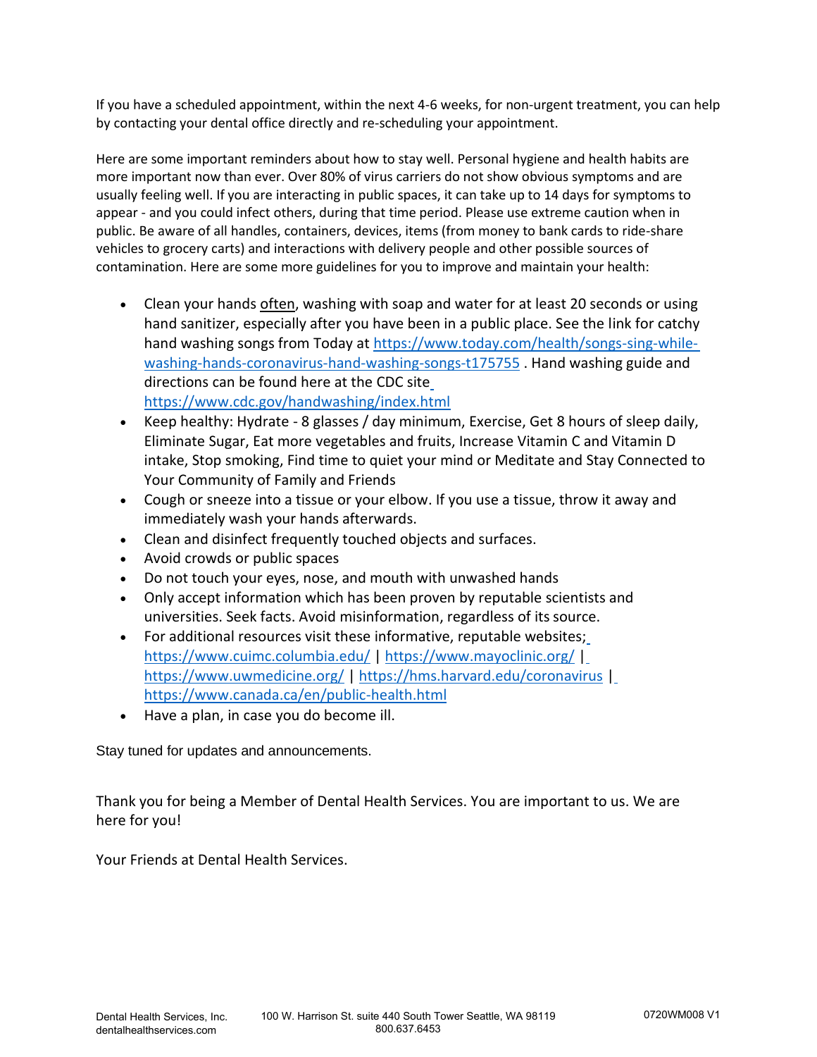If you have a scheduled appointment, within the next 4-6 weeks, for non-urgent treatment, you can help by contacting your dental office directly and re-scheduling your appointment.

Here are some important reminders about how to stay well. Personal hygiene and health habits are more important now than ever. Over 80% of virus carriers do not show obvious symptoms and are usually feeling well. If you are interacting in public spaces, it can take up to 14 days for symptoms to appear - and you could infect others, during that time period. Please use extreme caution when in public. Be aware of all handles, containers, devices, items (from money to bank cards to ride-share vehicles to grocery carts) and interactions with delivery people and other possible sources of contamination. Here are some more guidelines for you to improve and maintain your health:

- Clean your hands often, washing with soap and water for at least 20 seconds or using hand sanitizer, especially after you have been in a public place. See the link for catchy hand washing songs from Today at https://www.today.com/health/songs-sing-while-washing-hands-coronavirus-hand-washing-songs-t175755 . Hand washing guide and directions can be found here at the CDC site https://www.cdc.gov/handwashing/index.html
- Keep healthy: Hydrate - 8 glasses / day minimum, Exercise, Get 8 hours of sleep daily, Eliminate Sugar, Eat more vegetables and fruits, Increase Vitamin C and Vitamin D intake, Stop smoking, Find time to quiet your mind or Meditate and Stay Connected to Your Community of Family and Friends
- Cough or sneeze into a tissue or your elbow. If you use a tissue, throw it away and immediately wash your hands afterwards.
- Clean and disinfect frequently touched objects and surfaces.
- Avoid crowds or public spaces
- Do not touch your eyes, nose, and mouth with unwashed hands
- Only accept information which has been proven by reputable scientists and universities. Seek facts. Avoid misinformation, regardless of its source.
- For additional resources visit these informative, reputable websites; https://www.cuimc.columbia.edu/ | https://www.mayoclinic.org/ | https://www.uwmedicine.org/ | https://hms.harvard.edu/coronavirus | https://www.canada.ca/en/public-health.html
- Have a plan, in case you do become ill.

Stay tuned for updates and announcements.

Thank you for being a Member of Dental Health Services. You are important to us. We are here for you!

Your Friends at Dental Health Services.

Dental Health Services, Inc.
dentalhealthservices.com

100 W. Harrison St. suite 440 South Tower Seattle, WA 98119
800.637.6453

0720WM008 V1